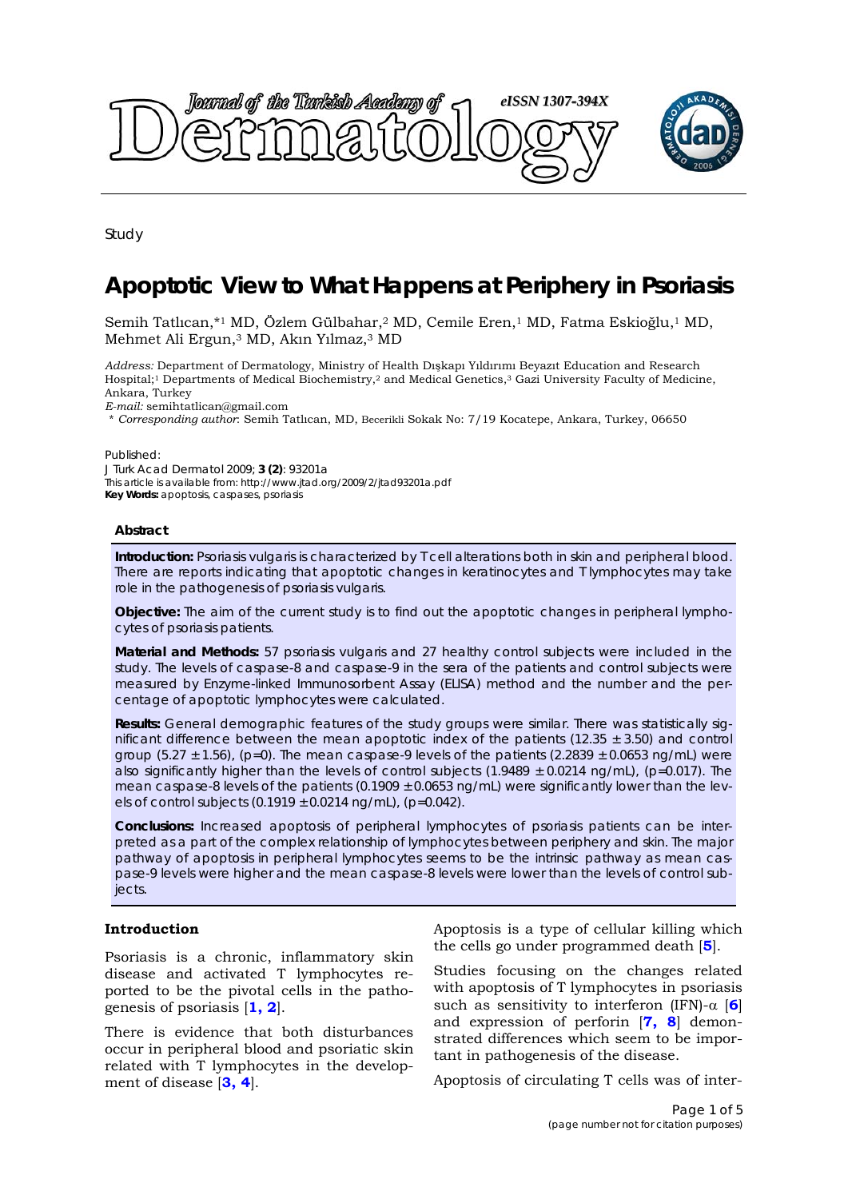Study

# Apoptotic View to What Happens at Periphery in Psoriasis

Semih Tatlıcan,*[1] MD, Özlem Gülbahar,[2] MD, Cemile Eren,[1] MD, Fatma Eskioğlu,[1] MD, Mehmet Ali Ergun,[3] MD, Akın Yılmaz,[3] MD

*Address:* Department of Dermatology, Ministry of Health Dışkapı Yıldırımı Beyazıt Education and Research Hospital;[1] Departments of Medical Biochemistry,[2] and Medical Genetics,[3] Gazi University Faculty of Medicine, Ankara, Turkey

*E-mail:* semihtatlican@gmail.com

\* *Corresponding author*: Semih Tatlıcan, MD, Becerikli Sokak No: 7/19 Kocatepe, Ankara, Turkey, 06650

Published:

J Turk Acad Dermatol 2009; **3 (2)**: 93201a

This article is available from: http://www.jtad.org/2009/2/jtad93201a.pdf

**Key Words:** apoptosis, caspases, psoriasis

#### Abstract

**Introduction:** Psoriasis vulgaris is characterized by T cell alterations both in skin and peripheral blood. There are reports indicating that apoptotic changes in keratinocytes and T lymphocytes may take role in the pathogenesis of psoriasis vulgaris.

**Objective:** The aim of the current study is to find out the apoptotic changes in peripheral lymphocytes of psoriasis patients.

**Material and Methods:** 57 psoriasis vulgaris and 27 healthy control subjects were included in the study. The levels of caspase-8 and caspase-9 in the sera of the patients and control subjects were measured by Enzyme-linked Immunosorbent Assay (ELISA) method and the number and the percentage of apoptotic lymphocytes were calculated.

**Results:** General demographic features of the study groups were similar. There was statistically significant difference between the mean apoptotic index of the patients (12.35 $\pm$ 3.50) and control group (5.27 $\pm$ 1.56), ($p$=0). The mean caspase-9 levels of the patients (2.2839 $\pm$ 0.0653 ng/mL) were also significantly higher than the levels of control subjects (1.9489 $\pm$ 0.0214 ng/mL), ($p$=0.017). The mean caspase-8 levels of the patients (0.1909 $\pm$ 0.0653 ng/mL) were significantly lower than the levels of control subjects (0.1919 $\pm$ 0.0214 ng/mL), ($p$=0.042).

**Conclusions:** Increased apoptosis of peripheral lymphocytes of psoriasis patients can be interpreted as a part of the complex relationship of lymphocytes between periphery and skin. The major pathway of apoptosis in peripheral lymphocytes seems to be the intrinsic pathway as mean caspase-9 levels were higher and the mean caspase-8 levels were lower than the levels of control subjects.

## Introduction

Psoriasis is a chronic, inflammatory skin disease and activated T lymphocytes reported to be the pivotal cells in the pathogenesis of psoriasis [1, 2].

There is evidence that both disturbances occur in peripheral blood and psoriatic skin related with T lymphocytes in the development of disease [3, 4].

Apoptosis is a type of cellular killing which the cells go under programmed death [5].

Studies focusing on the changes related with apoptosis of T lymphocytes in psoriasis such as sensitivity to interferon (IFN)-$\alpha$ [6] and expression of perforin [7, 8] demonstrated differences which seem to be important in pathogenesis of the disease.

Apoptosis of circulating T cells was of inter-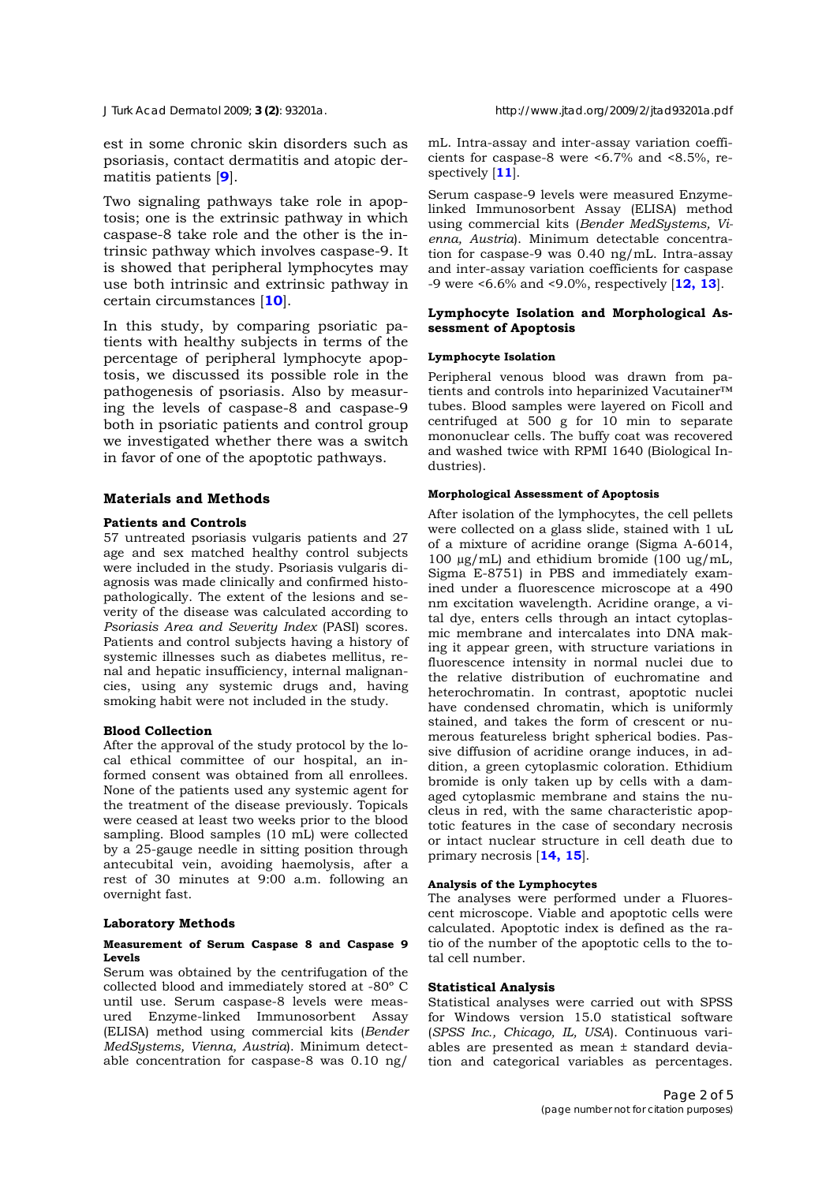est in some chronic skin disorders such as psoriasis, contact dermatitis and atopic dermatitis patients [9].

Two signaling pathways take role in apoptosis; one is the extrinsic pathway in which caspase-8 take role and the other is the intrinsic pathway which involves caspase-9. It is showed that peripheral lymphocytes may use both intrinsic and extrinsic pathway in certain circumstances [10].

In this study, by comparing psoriatic patients with healthy subjects in terms of the percentage of peripheral lymphocyte apoptosis, we discussed its possible role in the pathogenesis of psoriasis. Also by measuring the levels of caspase-8 and caspase-9 both in psoriatic patients and control group we investigated whether there was a switch in favor of one of the apoptotic pathways.

## Materials and Methods

### Patients and Controls

57 untreated psoriasis vulgaris patients and 27 age and sex matched healthy control subjects were included in the study. Psoriasis vulgaris diagnosis was made clinically and confirmed histopathologically. The extent of the lesions and severity of the disease was calculated according to *Psoriasis Area and Severity Index* (PASI) scores. Patients and control subjects having a history of systemic illnesses such as diabetes mellitus, renal and hepatic insufficiency, internal malignancies, using any systemic drugs and, having smoking habit were not included in the study.

### Blood Collection

After the approval of the study protocol by the local ethical committee of our hospital, an informed consent was obtained from all enrollees. None of the patients used any systemic agent for the treatment of the disease previously. Topicals were ceased at least two weeks prior to the blood sampling. Blood samples (10 mL) were collected by a 25-gauge needle in sitting position through antecubital vein, avoiding haemolysis, after a rest of 30 minutes at 9:00 a.m. following an overnight fast.

### Laboratory Methods

#### Measurement of Serum Caspase 8 and Caspase 9 Levels

Serum was obtained by the centrifugation of the collected blood and immediately stored at -80º C until use. Serum caspase-8 levels were measured Enzyme-linked Immunosorbent Assay (ELISA) method using commercial kits (*Bender MedSystems, Vienna, Austria*). Minimum detectable concentration for caspase-8 was 0.10 ng/mL. Intra-assay and inter-assay variation coefficients for caspase-8 were <6.7% and <8.5%, respectively [11].

Serum caspase-9 levels were measured Enzyme-linked Immunosorbent Assay (ELISA) method using commercial kits (*Bender MedSystems, Vienna, Austria*). Minimum detectable concentration for caspase-9 was 0.40 ng/mL. Intra-assay and inter-assay variation coefficients for caspase -9 were <6.6% and <9.0%, respectively [12, 13].

### Lymphocyte Isolation and Morphological Assessment of Apoptosis

#### Lymphocyte Isolation

Peripheral venous blood was drawn from patients and controls into heparinized Vacutainer™ tubes. Blood samples were layered on Ficoll and centrifuged at 500 g for 10 min to separate mononuclear cells. The buffy coat was recovered and washed twice with RPMI 1640 (Biological Industries).

#### Morphological Assessment of Apoptosis

After isolation of the lymphocytes, the cell pellets were collected on a glass slide, stained with 1 uL of a mixture of acridine orange (Sigma A-6014, 100 μg/mL) and ethidium bromide (100 ug/mL, Sigma E-8751) in PBS and immediately examined under a fluorescence microscope at a 490 nm excitation wavelength. Acridine orange, a vital dye, enters cells through an intact cytoplasmic membrane and intercalates into DNA making it appear green, with structure variations in fluorescence intensity in normal nuclei due to the relative distribution of euchromatine and heterochromatin. In contrast, apoptotic nuclei have condensed chromatin, which is uniformly stained, and takes the form of crescent or numerous featureless bright spherical bodies. Passive diffusion of acridine orange induces, in addition, a green cytoplasmic coloration. Ethidium bromide is only taken up by cells with a damaged cytoplasmic membrane and stains the nucleus in red, with the same characteristic apoptotic features in the case of secondary necrosis or intact nuclear structure in cell death due to primary necrosis [14, 15].

#### Analysis of the Lymphocytes

The analyses were performed under a Fluorescent microscope. Viable and apoptotic cells were calculated. Apoptotic index is defined as the ratio of the number of the apoptotic cells to the total cell number.

### Statistical Analysis

Statistical analyses were carried out with SPSS for Windows version 15.0 statistical software (*SPSS Inc., Chicago, IL, USA*). Continuous variables are presented as mean ± standard deviation and categorical variables as percentages.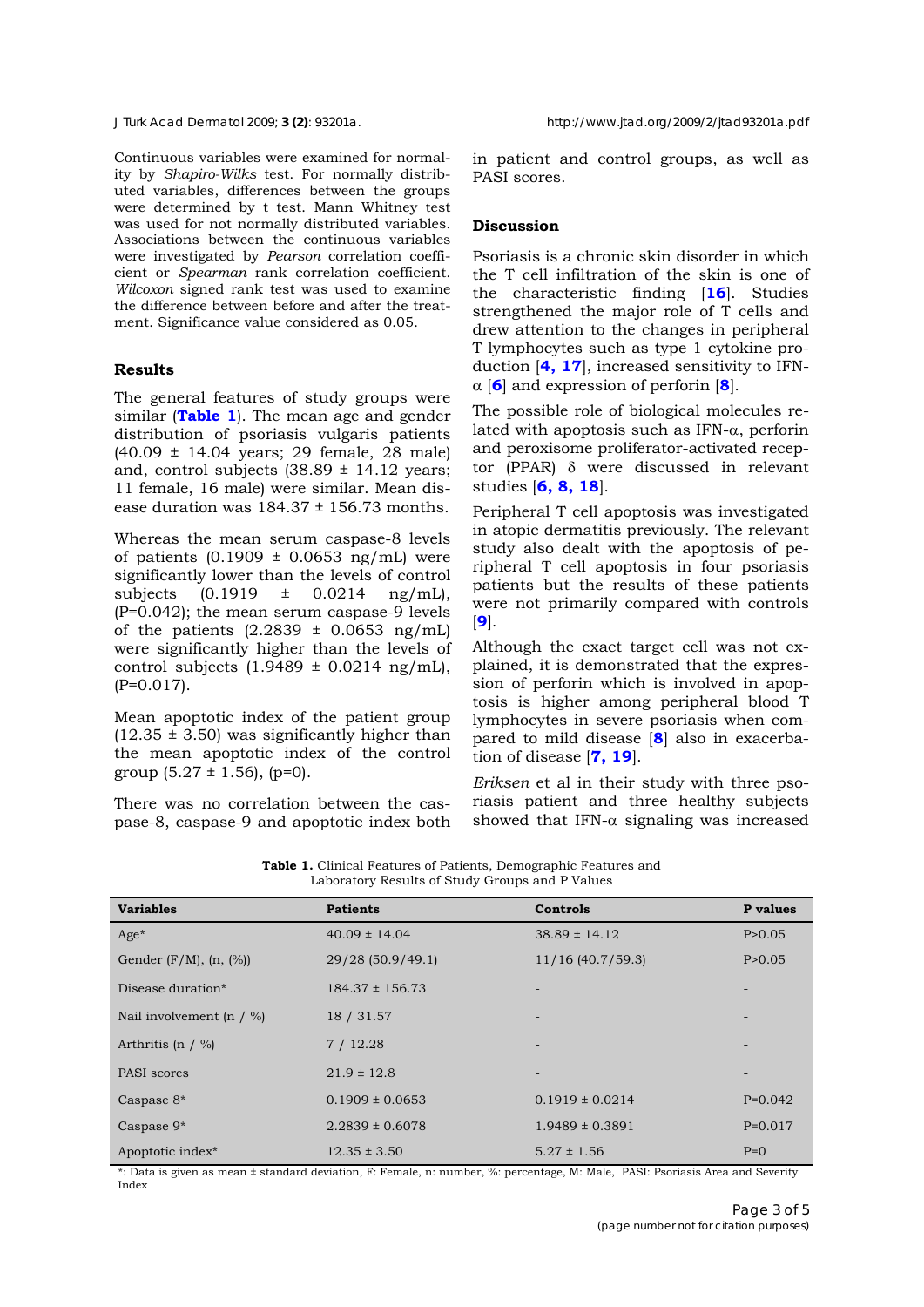Continuous variables were examined for normality by *Shapiro-Wilks* test. For normally distributed variables, differences between the groups were determined by t test. Mann Whitney test was used for not normally distributed variables. Associations between the continuous variables were investigated by *Pearson* correlation coefficient or *Spearman* rank correlation coefficient. *Wilcoxon* signed rank test was used to examine the difference between before and after the treatment. Significance value considered as 0.05.

## Results

The general features of study groups were similar (**Table 1**). The mean age and gender distribution of psoriasis vulgaris patients (40.09 ± 14.04 years; 29 female, 28 male) and, control subjects (38.89 ± 14.12 years; 11 female, 16 male) were similar. Mean disease duration was 184.37 ± 156.73 months.

Whereas the mean serum caspase-8 levels of patients (0.1909 ± 0.0653 ng/mL) were significantly lower than the levels of control subjects (0.1919 ± 0.0214 ng/mL), (P=0.042); the mean serum caspase-9 levels of the patients (2.2839 ± 0.0653 ng/mL) were significantly higher than the levels of control subjects (1.9489 ± 0.0214 ng/mL), (P=0.017).

Mean apoptotic index of the patient group (12.35 ± 3.50) was significantly higher than the mean apoptotic index of the control group (5.27 ± 1.56), (p=0).

There was no correlation between the caspase-8, caspase-9 and apoptotic index both in patient and control groups, as well as PASI scores.

## Discussion

Psoriasis is a chronic skin disorder in which the T cell infiltration of the skin is one of the characteristic finding [16]. Studies strengthened the major role of T cells and drew attention to the changes in peripheral T lymphocytes such as type 1 cytokine production [4, 17], increased sensitivity to IFN-α [6] and expression of perforin [8].

The possible role of biological molecules related with apoptosis such as IFN-α, perforin and peroxisome proliferator-activated receptor (PPAR) δ were discussed in relevant studies [6, 8, 18].

Peripheral T cell apoptosis was investigated in atopic dermatitis previously. The relevant study also dealt with the apoptosis of peripheral T cell apoptosis in four psoriasis patients but the results of these patients were not primarily compared with controls [9].

Although the exact target cell was not explained, it is demonstrated that the expression of perforin which is involved in apoptosis is higher among peripheral blood T lymphocytes in severe psoriasis when compared to mild disease [8] also in exacerbation of disease [7, 19].

*Eriksen* et al in their study with three psoriasis patient and three healthy subjects showed that IFN-α signaling was increased

**Table 1.** Clinical Features of Patients, Demographic Features and Laboratory Results of Study Groups and P Values

| Variables | Patients | Controls | P values |
|---|---|---|---|
| Age* | 40.09 ± 14.04 | 38.89 ± 14.12 | P>0.05 |
| Gender (F/M), (n, (%)) | 29/28 (50.9/49.1) | 11/16 (40.7/59.3) | P>0.05 |
| Disease duration* | 184.37 ± 156.73 | - | - |
| Nail involvement (n / %) | 18 / 31.57 | - | - |
| Arthritis (n / %) | 7 / 12.28 | - | - |
| PASI scores | 21.9 ± 12.8 | - | - |
| Caspase 8* | 0.1909 ± 0.0653 | 0.1919 ± 0.0214 | P=0.042 |
| Caspase 9* | 2.2839 ± 0.6078 | 1.9489 ± 0.3891 | P=0.017 |
| Apoptotic index* | 12.35 ± 3.50 | 5.27 ± 1.56 | P=0 |

*: Data is given as mean ± standard deviation, F: Female, n: number, %: percentage, M: Male, PASI: Psoriasis Area and Severity Index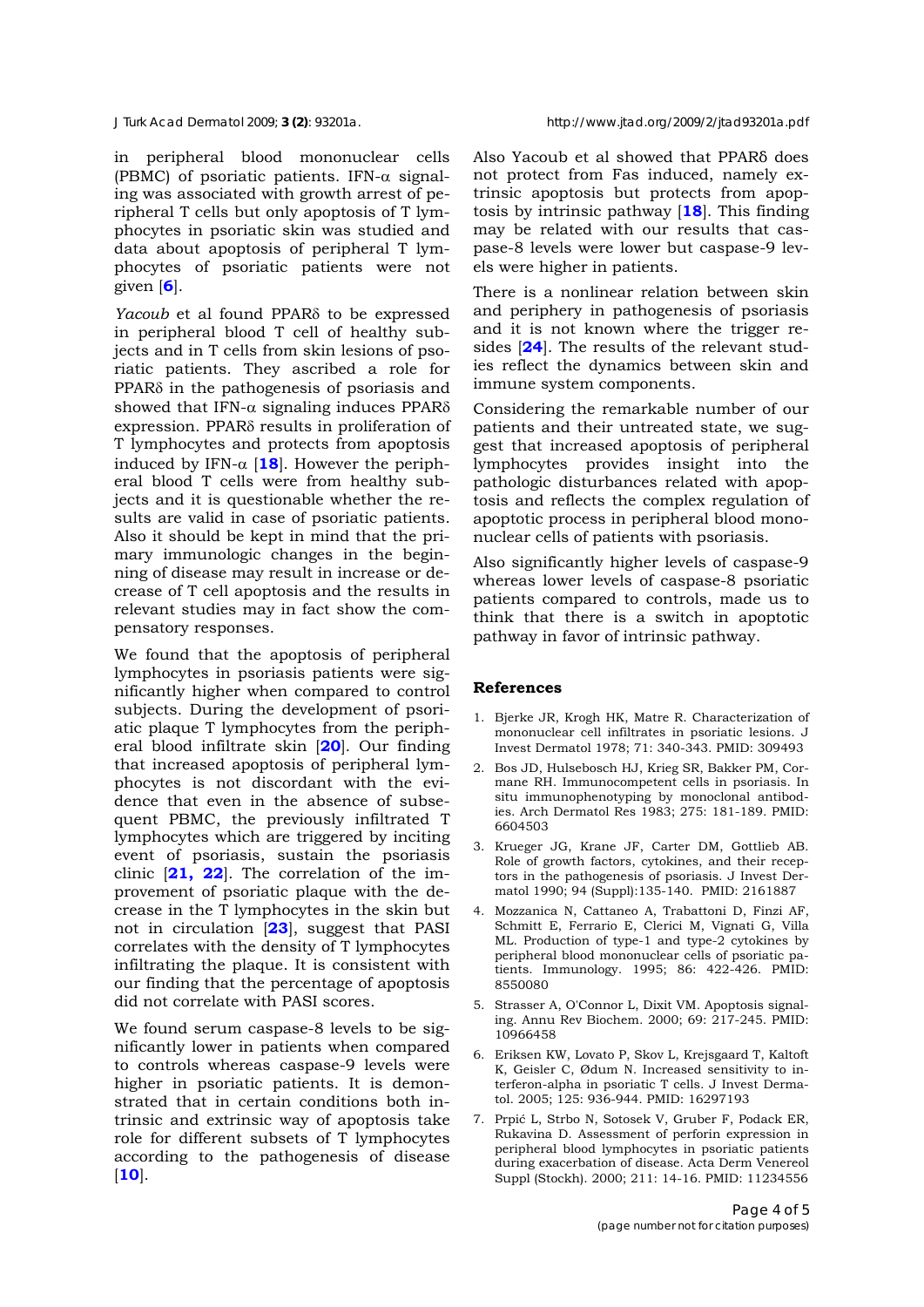in peripheral blood mononuclear cells (PBMC) of psoriatic patients. IFN-$\alpha$ signaling was associated with growth arrest of peripheral T cells but only apoptosis of T lymphocytes in psoriatic skin was studied and data about apoptosis of peripheral T lymphocytes of psoriatic patients were not given [**6**].

*Yacoub* et al found PPAR$\delta$ to be expressed in peripheral blood T cell of healthy subjects and in T cells from skin lesions of psoriatic patients. They ascribed a role for PPAR$\delta$ in the pathogenesis of psoriasis and showed that IFN-$\alpha$ signaling induces PPAR$\delta$ expression. PPAR$\delta$ results in proliferation of T lymphocytes and protects from apoptosis induced by IFN-$\alpha$ [**18**]. However the peripheral blood T cells were from healthy subjects and it is questionable whether the results are valid in case of psoriatic patients. Also it should be kept in mind that the primary immunologic changes in the beginning of disease may result in increase or decrease of T cell apoptosis and the results in relevant studies may in fact show the compensatory responses.

We found that the apoptosis of peripheral lymphocytes in psoriasis patients were significantly higher when compared to control subjects. During the development of psoriatic plaque T lymphocytes from the peripheral blood infiltrate skin [**20**]. Our finding that increased apoptosis of peripheral lymphocytes is not discordant with the evidence that even in the absence of subsequent PBMC, the previously infiltrated T lymphocytes which are triggered by inciting event of psoriasis, sustain the psoriasis clinic [**21, 22**]. The correlation of the improvement of psoriatic plaque with the decrease in the T lymphocytes in the skin but not in circulation [**23**], suggest that PASI correlates with the density of T lymphocytes infiltrating the plaque. It is consistent with our finding that the percentage of apoptosis did not correlate with PASI scores.

We found serum caspase-8 levels to be significantly lower in patients when compared to controls whereas caspase-9 levels were higher in psoriatic patients. It is demonstrated that in certain conditions both intrinsic and extrinsic way of apoptosis take role for different subsets of T lymphocytes according to the pathogenesis of disease [**10**].

Also Yacoub et al showed that PPAR$\delta$ does not protect from Fas induced, namely extrinsic apoptosis but protects from apoptosis by intrinsic pathway [**18**]. This finding may be related with our results that caspase-8 levels were lower but caspase-9 levels were higher in patients.

There is a nonlinear relation between skin and periphery in pathogenesis of psoriasis and it is not known where the trigger resides [**24**]. The results of the relevant studies reflect the dynamics between skin and immune system components.

Considering the remarkable number of our patients and their untreated state, we suggest that increased apoptosis of peripheral lymphocytes provides insight into the pathologic disturbances related with apoptosis and reflects the complex regulation of apoptotic process in peripheral blood mononuclear cells of patients with psoriasis.

Also significantly higher levels of caspase-9 whereas lower levels of caspase-8 psoriatic patients compared to controls, made us to think that there is a switch in apoptotic pathway in favor of intrinsic pathway.

## References

1. Bjerke JR, Krogh HK, Matre R. Characterization of mononuclear cell infiltrates in psoriatic lesions. J Invest Dermatol 1978; 71: 340-343. PMID: 309493
2. Bos JD, Hulsebosch HJ, Krieg SR, Bakker PM, Cormane RH. Immunocompetent cells in psoriasis. In situ immunophenotyping by monoclonal antibodies. Arch Dermatol Res 1983; 275: 181-189. PMID: 6604503
3. Krueger JG, Krane JF, Carter DM, Gottlieb AB. Role of growth factors, cytokines, and their receptors in the pathogenesis of psoriasis. J Invest Dermatol 1990; 94 (Suppl):135-140. PMID: 2161887
4. Mozzanica N, Cattaneo A, Trabattoni D, Finzi AF, Schmitt E, Ferrario E, Clerici M, Vignati G, Villa ML. Production of type-1 and type-2 cytokines by peripheral blood mononuclear cells of psoriatic patients. Immunology. 1995; 86: 422-426. PMID: 8550080
5. Strasser A, O'Connor L, Dixit VM. Apoptosis signaling. Annu Rev Biochem. 2000; 69: 217-245. PMID: 10966458
6. Eriksen KW, Lovato P, Skov L, Krejsgaard T, Kaltoft K, Geisler C, Ødum N. Increased sensitivity to interferon-alpha in psoriatic T cells. J Invest Dermatol. 2005; 125: 936-944. PMID: 16297193
7. Prpić L, Strbo N, Sotosek V, Gruber F, Podack ER, Rukavina D. Assessment of perforin expression in peripheral blood lymphocytes in psoriatic patients during exacerbation of disease. Acta Derm Venereol Suppl (Stockh). 2000; 211: 14-16. PMID: 11234556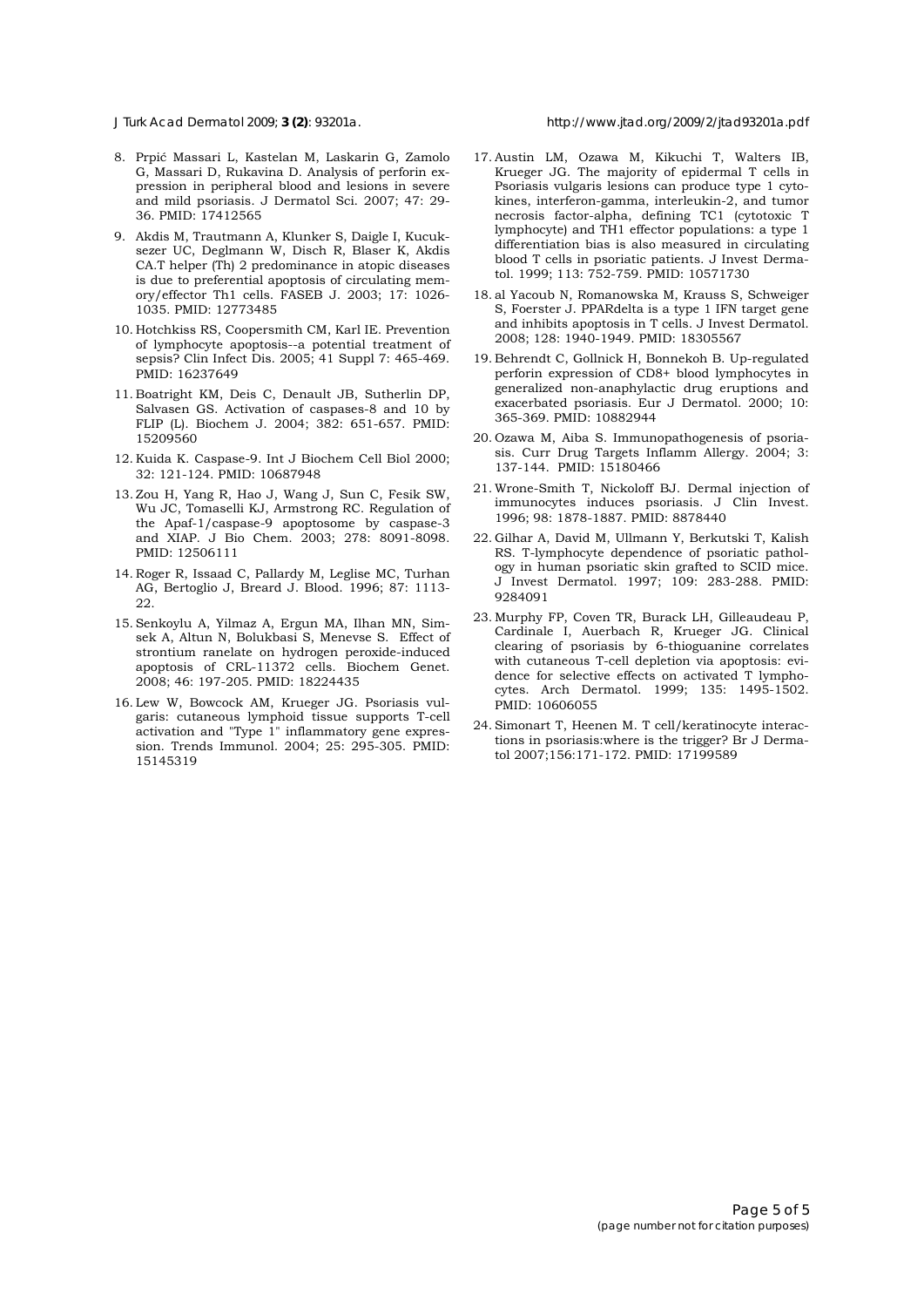8. Prpić Massari L, Kastelan M, Laskarin G, Zamolo G, Massari D, Rukavina D. Analysis of perforin expression in peripheral blood and lesions in severe and mild psoriasis. J Dermatol Sci. 2007; 47: 29-36. PMID: 17412565

9. Akdis M, Trautmann A, Klunker S, Daigle I, Kucuksezer UC, Deglmann W, Disch R, Blaser K, Akdis CA.T helper (Th) 2 predominance in atopic diseases is due to preferential apoptosis of circulating memory/effector Th1 cells. FASEB J. 2003; 17: 1026-1035. PMID: 12773485

10. Hotchkiss RS, Coopersmith CM, Karl IE. Prevention of lymphocyte apoptosis--a potential treatment of sepsis? Clin Infect Dis. 2005; 41 Suppl 7: 465-469. PMID: 16237649

11. Boatright KM, Deis C, Denault JB, Sutherlin DP, Salvasen GS. Activation of caspases-8 and 10 by FLIP (L). Biochem J. 2004; 382: 651-657. PMID: 15209560

12. Kuida K. Caspase-9. Int J Biochem Cell Biol 2000; 32: 121-124. PMID: 10687948

13. Zou H, Yang R, Hao J, Wang J, Sun C, Fesik SW, Wu JC, Tomaselli KJ, Armstrong RC. Regulation of the Apaf-1/caspase-9 apoptosome by caspase-3 and XIAP. J Bio Chem. 2003; 278: 8091-8098. PMID: 12506111

14. Roger R, Issaad C, Pallardy M, Leglise MC, Turhan AG, Bertoglio J, Breard J. Blood. 1996; 87: 1113-22.

15. Senkoylu A, Yilmaz A, Ergun MA, Ilhan MN, Simsek A, Altun N, Bolukbasi S, Menevse S. Effect of strontium ranelate on hydrogen peroxide-induced apoptosis of CRL-11372 cells. Biochem Genet. 2008; 46: 197-205. PMID: 18224435

16. Lew W, Bowcock AM, Krueger JG. Psoriasis vulgaris: cutaneous lymphoid tissue supports T-cell activation and "Type 1" inflammatory gene expression. Trends Immunol. 2004; 25: 295-305. PMID: 15145319

17. Austin LM, Ozawa M, Kikuchi T, Walters IB, Krueger JG. The majority of epidermal T cells in Psoriasis vulgaris lesions can produce type 1 cytokines, interferon-gamma, interleukin-2, and tumor necrosis factor-alpha, defining TC1 (cytotoxic T lymphocyte) and TH1 effector populations: a type 1 differentiation bias is also measured in circulating blood T cells in psoriatic patients. J Invest Dermatol. 1999; 113: 752-759. PMID: 10571730

18. al Yacoub N, Romanowska M, Krauss S, Schweiger S, Foerster J. PPARdelta is a type 1 IFN target gene and inhibits apoptosis in T cells. J Invest Dermatol. 2008; 128: 1940-1949. PMID: 18305567

19. Behrendt C, Gollnick H, Bonnekoh B. Up-regulated perforin expression of CD8+ blood lymphocytes in generalized non-anaphylactic drug eruptions and exacerbated psoriasis. Eur J Dermatol. 2000; 10: 365-369. PMID: 10882944

20. Ozawa M, Aiba S. Immunopathogenesis of psoriasis. Curr Drug Targets Inflamm Allergy. 2004; 3: 137-144. PMID: 15180466

21. Wrone-Smith T, Nickoloff BJ. Dermal injection of immunocytes induces psoriasis. J Clin Invest. 1996; 98: 1878-1887. PMID: 8878440

22. Gilhar A, David M, Ullmann Y, Berkutski T, Kalish RS. T-lymphocyte dependence of psoriatic pathology in human psoriatic skin grafted to SCID mice. J Invest Dermatol. 1997; 109: 283-288. PMID: 9284091

23. Murphy FP, Coven TR, Burack LH, Gilleaudeau P, Cardinale I, Auerbach R, Krueger JG. Clinical clearing of psoriasis by 6-thioguanine correlates with cutaneous T-cell depletion via apoptosis: evidence for selective effects on activated T lymphocytes. Arch Dermatol. 1999; 135: 1495-1502. PMID: 10606055

24. Simonart T, Heenen M. T cell/keratinocyte interactions in psoriasis:where is the trigger? Br J Dermatol 2007;156:171-172. PMID: 17199589